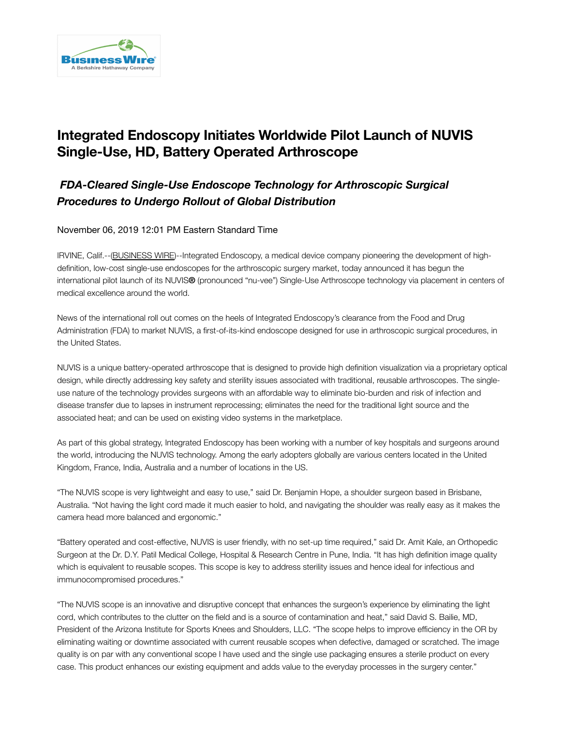# Integrated Endoscopy Initiates Worldwide Pilot Launch of NUVIS Single-Use, HD, Battery Operated Arthroscope

## *FDA-Cleared Single-Use Endoscope Technology for Arthroscopic Surgical Procedures to Undergo Rollout of Global Distribution*

November 06, 2019 12:01 PM Eastern Standard Time

IRVINE, Calif.--(BUSINESS WIRE)--Integrated Endoscopy, a medical device company pioneering the development of high-definition, low-cost single-use endoscopes for the arthroscopic surgery market, today announced it has begun the international pilot launch of its NUVIS® (pronounced "nu-vee") Single-Use Arthroscope technology via placement in centers of medical excellence around the world.

News of the international roll out comes on the heels of Integrated Endoscopy's clearance from the Food and Drug Administration (FDA) to market NUVIS, a first-of-its-kind endoscope designed for use in arthroscopic surgical procedures, in the United States.

NUVIS is a unique battery-operated arthroscope that is designed to provide high definition visualization via a proprietary optical design, while directly addressing key safety and sterility issues associated with traditional, reusable arthroscopes. The single-use nature of the technology provides surgeons with an affordable way to eliminate bio-burden and risk of infection and disease transfer due to lapses in instrument reprocessing; eliminates the need for the traditional light source and the associated heat; and can be used on existing video systems in the marketplace.

As part of this global strategy, Integrated Endoscopy has been working with a number of key hospitals and surgeons around the world, introducing the NUVIS technology. Among the early adopters globally are various centers located in the United Kingdom, France, India, Australia and a number of locations in the US.

"The NUVIS scope is very lightweight and easy to use," said Dr. Benjamin Hope, a shoulder surgeon based in Brisbane, Australia. "Not having the light cord made it much easier to hold, and navigating the shoulder was really easy as it makes the camera head more balanced and ergonomic."

"Battery operated and cost-effective, NUVIS is user friendly, with no set-up time required," said Dr. Amit Kale, an Orthopedic Surgeon at the Dr. D.Y. Patil Medical College, Hospital & Research Centre in Pune, India. "It has high definition image quality which is equivalent to reusable scopes. This scope is key to address sterility issues and hence ideal for infectious and immunocompromised procedures."

"The NUVIS scope is an innovative and disruptive concept that enhances the surgeon's experience by eliminating the light cord, which contributes to the clutter on the field and is a source of contamination and heat," said David S. Bailie, MD, President of the Arizona Institute for Sports Knees and Shoulders, LLC. "The scope helps to improve efficiency in the OR by eliminating waiting or downtime associated with current reusable scopes when defective, damaged or scratched. The image quality is on par with any conventional scope I have used and the single use packaging ensures a sterile product on every case. This product enhances our existing equipment and adds value to the everyday processes in the surgery center."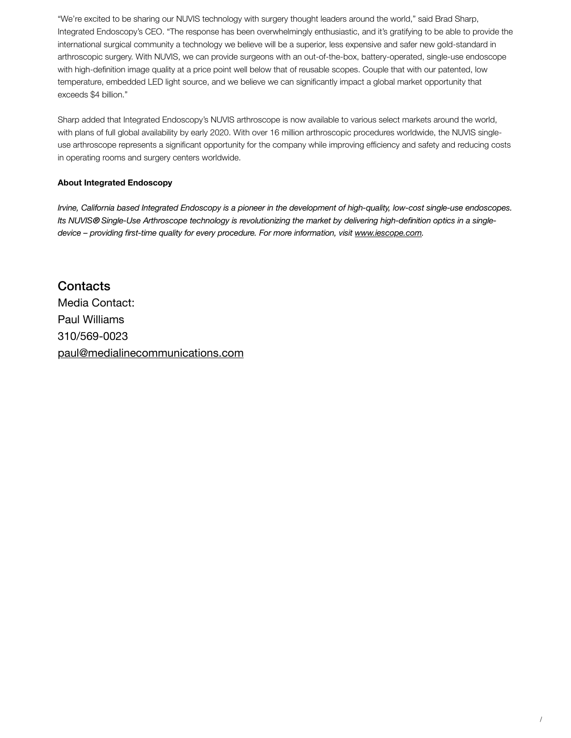"We're excited to be sharing our NUVIS technology with surgery thought leaders around the world," said Brad Sharp, Integrated Endoscopy's CEO. "The response has been overwhelmingly enthusiastic, and it's gratifying to be able to provide the international surgical community a technology we believe will be a superior, less expensive and safer new gold-standard in arthroscopic surgery. With NUVIS, we can provide surgeons with an out-of-the-box, battery-operated, single-use endoscope with high-definition image quality at a price point well below that of reusable scopes. Couple that with our patented, low temperature, embedded LED light source, and we believe we can significantly impact a global market opportunity that exceeds $4 billion."

Sharp added that Integrated Endoscopy's NUVIS arthroscope is now available to various select markets around the world, with plans of full global availability by early 2020. With over 16 million arthroscopic procedures worldwide, the NUVIS single-use arthroscope represents a significant opportunity for the company while improving efficiency and safety and reducing costs in operating rooms and surgery centers worldwide.

**About Integrated Endoscopy**

*Irvine, California based Integrated Endoscopy is a pioneer in the development of high-quality, low-cost single-use endoscopes. Its NUVIS® Single-Use Arthroscope technology is revolutionizing the market by delivering high-definition optics in a single-device – providing first-time quality for every procedure. For more information, visit [www.iescope.com](www.iescope.com).*

## Contacts

Media Contact:
Paul Williams
310/569-0023
[paul@medialinecommunications.com](mailto:paul@medialinecommunications.com)